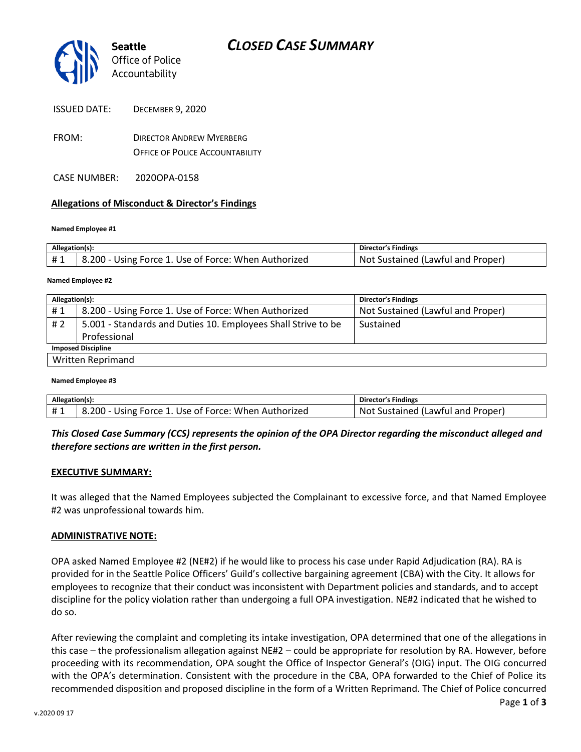Seattle Office of Police Accountability

# CLOSED CASE SUMMARY

ISSUED DATE: DECEMBER 9, 2020

FROM: DIRECTOR ANDREW MYERBERG
OFFICE OF POLICE ACCOUNTABILITY

CASE NUMBER: 2020OPA-0158

## Allegations of Misconduct & Director's Findings

**Named Employee #1**

| Allegation(s): | | Director's Findings |
|---|---|---|
| # 1 | 8.200 - Using Force 1. Use of Force: When Authorized | Not Sustained (Lawful and Proper) |

**Named Employee #2**

| Allegation(s): | | Director's Findings |
|---|---|---|
| # 1 | 8.200 - Using Force 1. Use of Force: When Authorized | Not Sustained (Lawful and Proper) |
| # 2 | 5.001 - Standards and Duties 10. Employees Shall Strive to be Professional | Sustained |
| **Imposed Discipline** | | |
| Written Reprimand | | |

**Named Employee #3**

| Allegation(s): | | Director's Findings |
|---|---|---|
| # 1 | 8.200 - Using Force 1. Use of Force: When Authorized | Not Sustained (Lawful and Proper) |

***This Closed Case Summary (CCS) represents the opinion of the OPA Director regarding the misconduct alleged and therefore sections are written in the first person.***

**EXECUTIVE SUMMARY:**

It was alleged that the Named Employees subjected the Complainant to excessive force, and that Named Employee #2 was unprofessional towards him.

**ADMINISTRATIVE NOTE:**

OPA asked Named Employee #2 (NE#2) if he would like to process his case under Rapid Adjudication (RA). RA is provided for in the Seattle Police Officers' Guild's collective bargaining agreement (CBA) with the City. It allows for employees to recognize that their conduct was inconsistent with Department policies and standards, and to accept discipline for the policy violation rather than undergoing a full OPA investigation. NE#2 indicated that he wished to do so.

After reviewing the complaint and completing its intake investigation, OPA determined that one of the allegations in this case – the professionalism allegation against NE#2 – could be appropriate for resolution by RA. However, before proceeding with its recommendation, OPA sought the Office of Inspector General's (OIG) input. The OIG concurred with the OPA's determination. Consistent with the procedure in the CBA, OPA forwarded to the Chief of Police its recommended disposition and proposed discipline in the form of a Written Reprimand. The Chief of Police concurred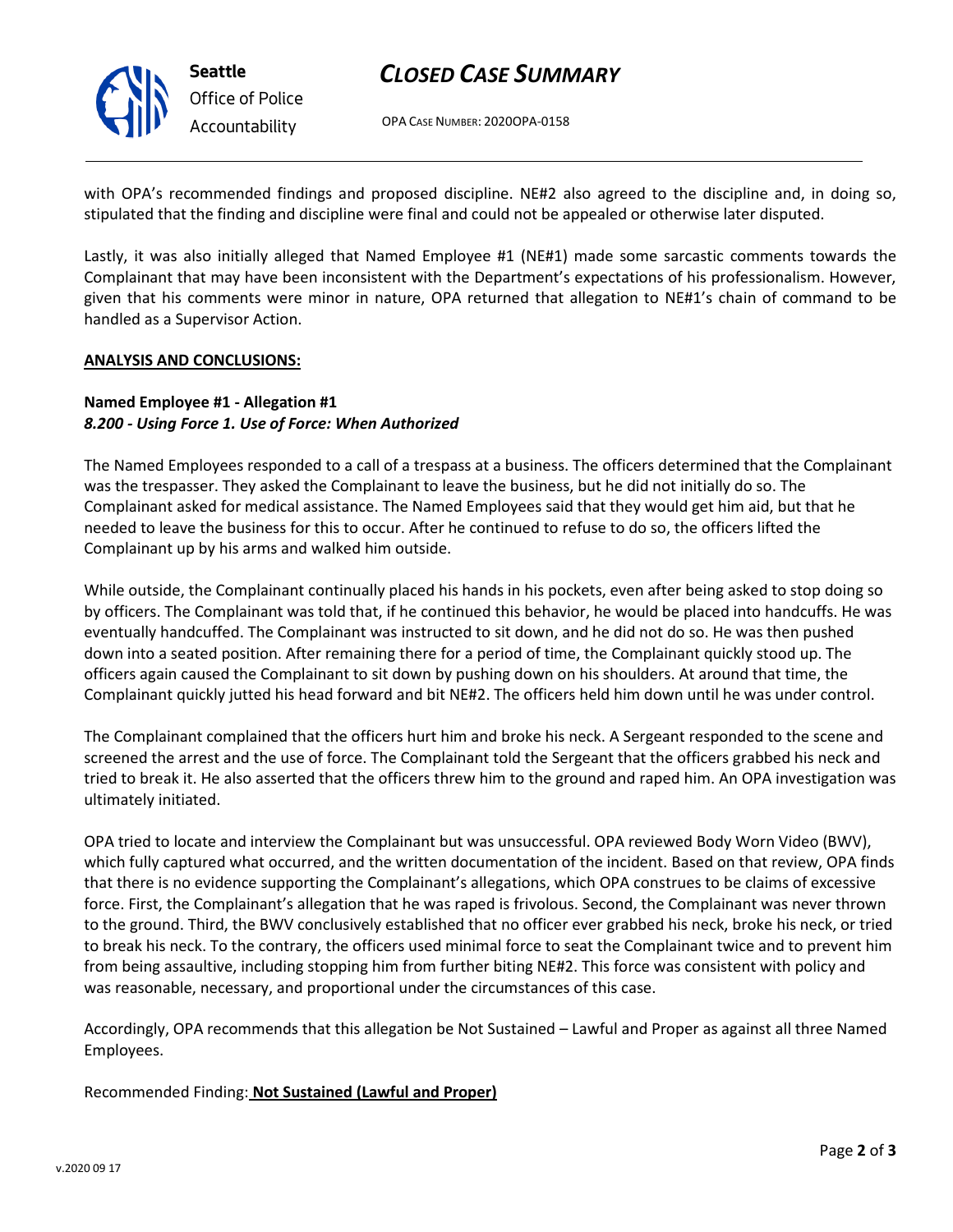with OPA's recommended findings and proposed discipline. NE#2 also agreed to the discipline and, in doing so, stipulated that the finding and discipline were final and could not be appealed or otherwise later disputed.

Lastly, it was also initially alleged that Named Employee #1 (NE#1) made some sarcastic comments towards the Complainant that may have been inconsistent with the Department's expectations of his professionalism. However, given that his comments were minor in nature, OPA returned that allegation to NE#1's chain of command to be handled as a Supervisor Action.

**ANALYSIS AND CONCLUSIONS:**

**Named Employee #1 - Allegation #1**
***8.200 - Using Force 1. Use of Force: When Authorized***

The Named Employees responded to a call of a trespass at a business. The officers determined that the Complainant was the trespasser. They asked the Complainant to leave the business, but he did not initially do so. The Complainant asked for medical assistance. The Named Employees said that they would get him aid, but that he needed to leave the business for this to occur. After he continued to refuse to do so, the officers lifted the Complainant up by his arms and walked him outside.

While outside, the Complainant continually placed his hands in his pockets, even after being asked to stop doing so by officers. The Complainant was told that, if he continued this behavior, he would be placed into handcuffs. He was eventually handcuffed. The Complainant was instructed to sit down, and he did not do so. He was then pushed down into a seated position. After remaining there for a period of time, the Complainant quickly stood up. The officers again caused the Complainant to sit down by pushing down on his shoulders. At around that time, the Complainant quickly jutted his head forward and bit NE#2. The officers held him down until he was under control.

The Complainant complained that the officers hurt him and broke his neck. A Sergeant responded to the scene and screened the arrest and the use of force. The Complainant told the Sergeant that the officers grabbed his neck and tried to break it. He also asserted that the officers threw him to the ground and raped him. An OPA investigation was ultimately initiated.

OPA tried to locate and interview the Complainant but was unsuccessful. OPA reviewed Body Worn Video (BWV), which fully captured what occurred, and the written documentation of the incident. Based on that review, OPA finds that there is no evidence supporting the Complainant's allegations, which OPA construes to be claims of excessive force. First, the Complainant's allegation that he was raped is frivolous. Second, the Complainant was never thrown to the ground. Third, the BWV conclusively established that no officer ever grabbed his neck, broke his neck, or tried to break his neck. To the contrary, the officers used minimal force to seat the Complainant twice and to prevent him from being assaultive, including stopping him from further biting NE#2. This force was consistent with policy and was reasonable, necessary, and proportional under the circumstances of this case.

Accordingly, OPA recommends that this allegation be Not Sustained – Lawful and Proper as against all three Named Employees.

Recommended Finding: **Not Sustained (Lawful and Proper)**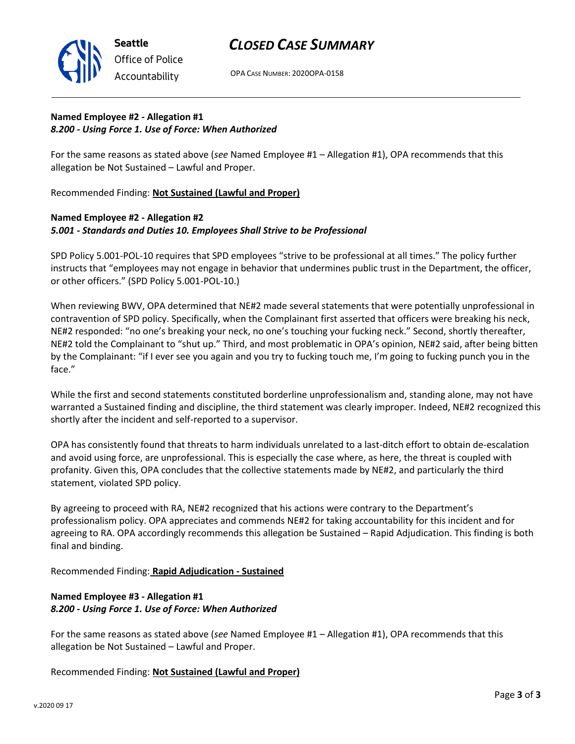**Named Employee #2 - Allegation #1**
*8.200 - Using Force 1. Use of Force: When Authorized*

For the same reasons as stated above (*see* Named Employee #1 – Allegation #1), OPA recommends that this allegation be Not Sustained – Lawful and Proper.

Recommended Finding: **Not Sustained (Lawful and Proper)**

**Named Employee #2 - Allegation #2**
***5.001 - Standards and Duties 10. Employees Shall Strive to be Professional***

SPD Policy 5.001-POL-10 requires that SPD employees "strive to be professional at all times." The policy further instructs that "employees may not engage in behavior that undermines public trust in the Department, the officer, or other officers." (SPD Policy 5.001-POL-10.)

When reviewing BWV, OPA determined that NE#2 made several statements that were potentially unprofessional in contravention of SPD policy. Specifically, when the Complainant first asserted that officers were breaking his neck, NE#2 responded: "no one's breaking your neck, no one's touching your fucking neck." Second, shortly thereafter, NE#2 told the Complainant to "shut up." Third, and most problematic in OPA's opinion, NE#2 said, after being bitten by the Complainant: "if I ever see you again and you try to fucking touch me, I'm going to fucking punch you in the face."

While the first and second statements constituted borderline unprofessionalism and, standing alone, may not have warranted a Sustained finding and discipline, the third statement was clearly improper. Indeed, NE#2 recognized this shortly after the incident and self-reported to a supervisor.

OPA has consistently found that threats to harm individuals unrelated to a last-ditch effort to obtain de-escalation and avoid using force, are unprofessional. This is especially the case where, as here, the threat is coupled with profanity. Given this, OPA concludes that the collective statements made by NE#2, and particularly the third statement, violated SPD policy.

By agreeing to proceed with RA, NE#2 recognized that his actions were contrary to the Department's professionalism policy. OPA appreciates and commends NE#2 for taking accountability for this incident and for agreeing to RA. OPA accordingly recommends this allegation be Sustained – Rapid Adjudication. This finding is both final and binding.

Recommended Finding: **Rapid Adjudication - Sustained**

**Named Employee #3 - Allegation #1**
*8.200 - Using Force 1. Use of Force: When Authorized*

For the same reasons as stated above (*see* Named Employee #1 – Allegation #1), OPA recommends that this allegation be Not Sustained – Lawful and Proper.

Recommended Finding: **Not Sustained (Lawful and Proper)**